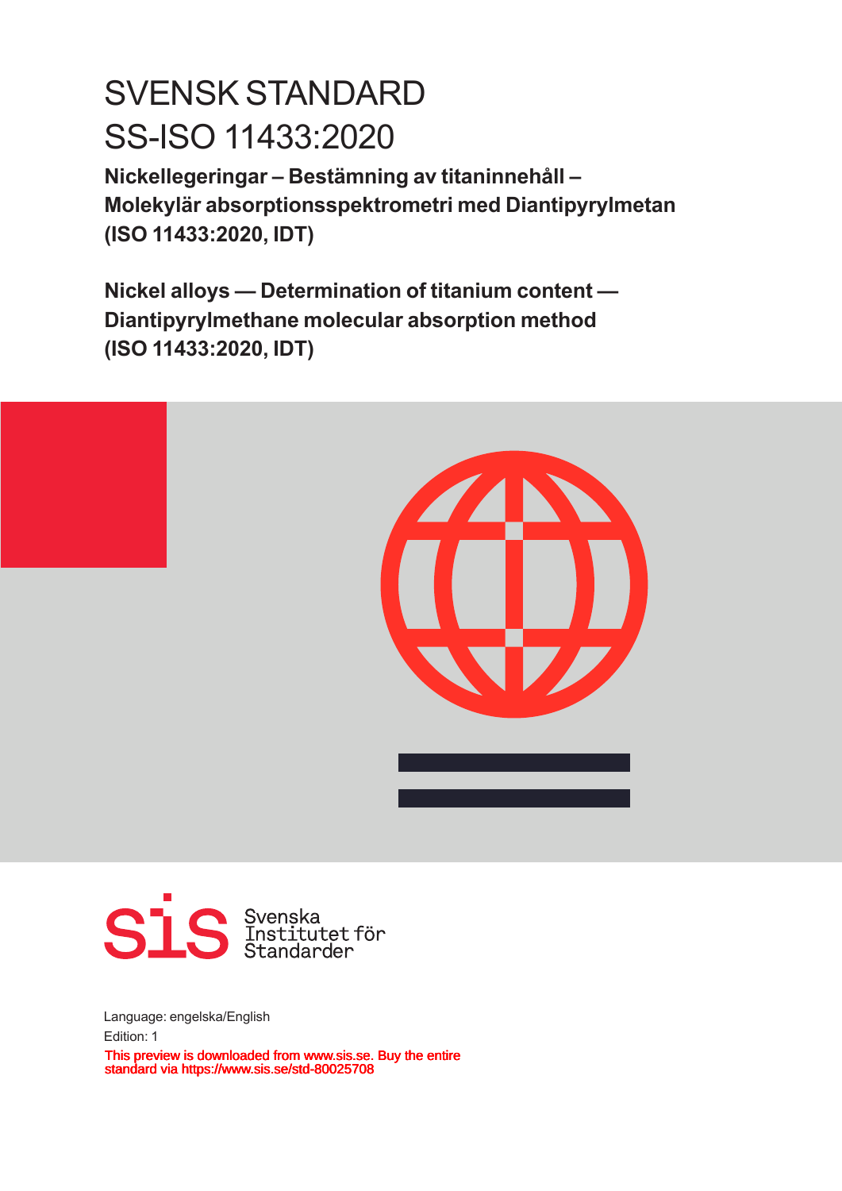# SVENSK STANDARD
# SS-ISO 11433:2020

**Nickellegeringar – Bestämning av titaninnehåll – Molekylär absorptionsspektrometri med Diantipyrylmetan (ISO 11433:2020, IDT)**

**Nickel alloys — Determination of titanium content — Diantipyrylmethane molecular absorption method (ISO 11433:2020, IDT)**

Svenska Institutet för Standarder

Language: engelska/English

Edition: 1

This preview is downloaded from www.sis.se. Buy the entire standard via https://www.sis.se/std-80025708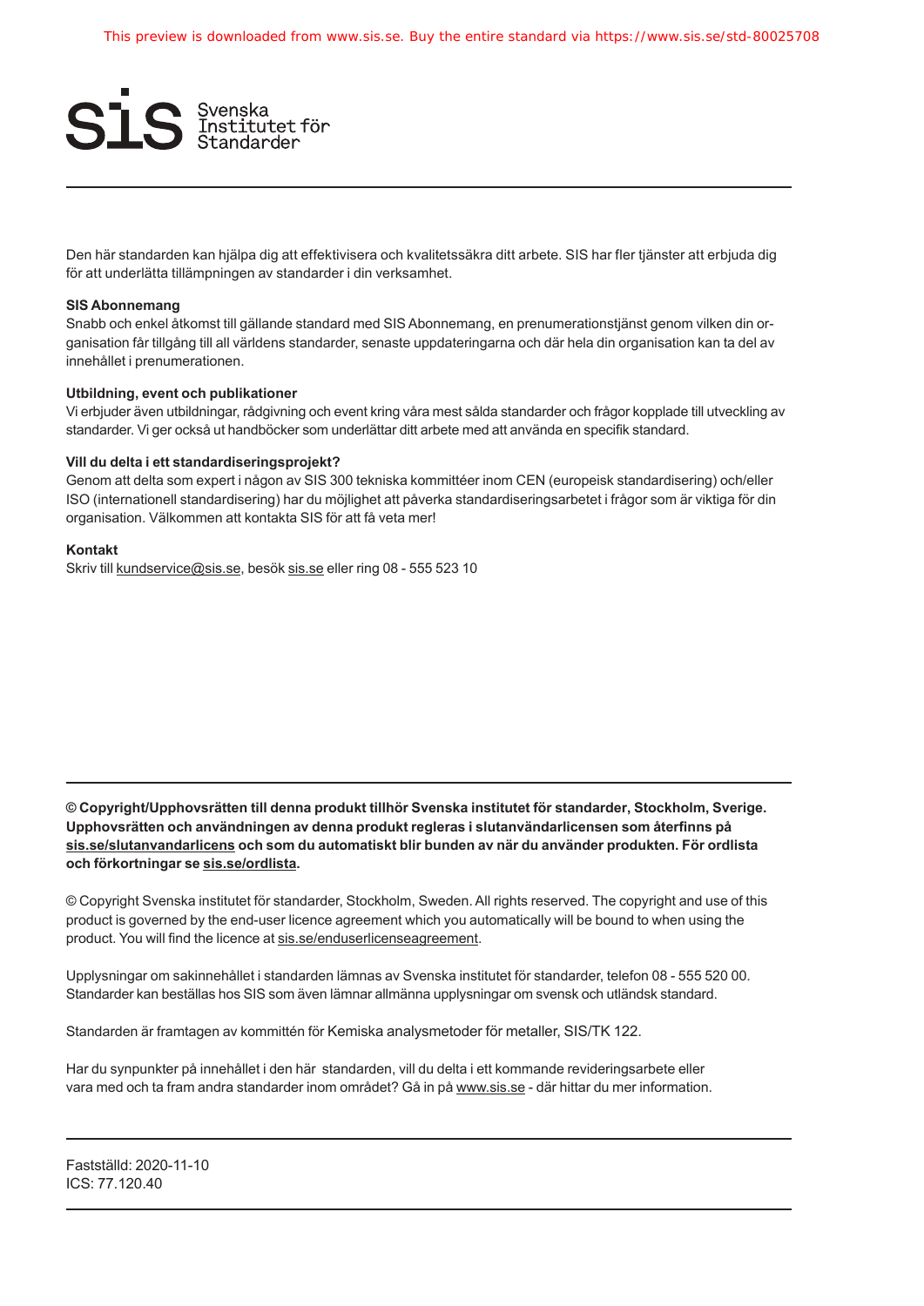Den här standarden kan hjälpa dig att effektivisera och kvalitetssäkra ditt arbete. SIS har fler tjänster att erbjuda dig för att underlätta tillämpningen av standarder i din verksamhet.

**SIS Abonnemang**
Snabb och enkel åtkomst till gällande standard med SIS Abonnemang, en prenumerationstjänst genom vilken din organisation får tillgång till all världens standarder, senaste uppdateringarna och där hela din organisation kan ta del av innehållet i prenumerationen.

**Utbildning, event och publikationer**
Vi erbjuder även utbildningar, rådgivning och event kring våra mest sålda standarder och frågor kopplade till utveckling av standarder. Vi ger också ut handböcker som underlättar ditt arbete med att använda en specifik standard.

**Vill du delta i ett standardiseringsprojekt?**
Genom att delta som expert i någon av SIS 300 tekniska kommittéer inom CEN (europeisk standardisering) och/eller ISO (internationell standardisering) har du möjlighet att påverka standardiseringsarbetet i frågor som är viktiga för din organisation. Välkommen att kontakta SIS för att få veta mer!

**Kontakt**
Skriv till kundservice@sis.se, besök sis.se eller ring 08 - 555 523 10

---

**© Copyright/Upphovsrätten till denna produkt tillhör Svenska institutet för standarder, Stockholm, Sverige. Upphovsrätten och användningen av denna produkt regleras i slutanvändarlicensen som återfinns på sis.se/slutanvandarlicens och som du automatiskt blir bunden av när du använder produkten. För ordlista och förkortningar se sis.se/ordlista.**

© Copyright Svenska institutet för standarder, Stockholm, Sweden. All rights reserved. The copyright and use of this product is governed by the end-user licence agreement which you automatically will be bound to when using the product. You will find the licence at sis.se/enduserlicenseagreement.

Upplysningar om sakinnehållet i standarden lämnas av Svenska institutet för standarder, telefon 08 - 555 520 00. Standarder kan beställas hos SIS som även lämnar allmänna upplysningar om svensk och utländsk standard.

Standarden är framtagen av kommittén för Kemiska analysmetoder för metaller, SIS/TK 122.

Har du synpunkter på innehållet i den här standarden, vill du delta i ett kommande revideringsarbete eller vara med och ta fram andra standarder inom området? Gå in på www.sis.se - där hittar du mer information.

---

Fastställd: 2020-11-10
ICS: 77.120.40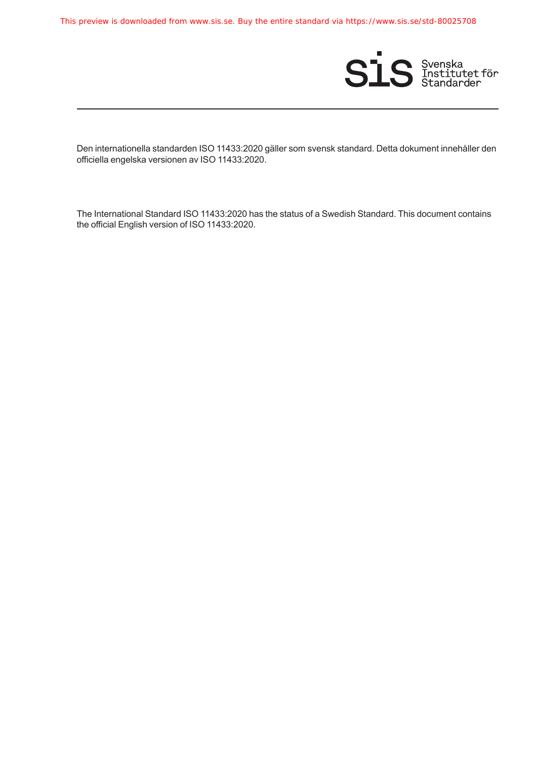Den internationella standarden ISO 11433:2020 gäller som svensk standard. Detta dokument innehåller den officiella engelska versionen av ISO 11433:2020.

The International Standard ISO 11433:2020 has the status of a Swedish Standard. This document contains the official English version of ISO 11433:2020.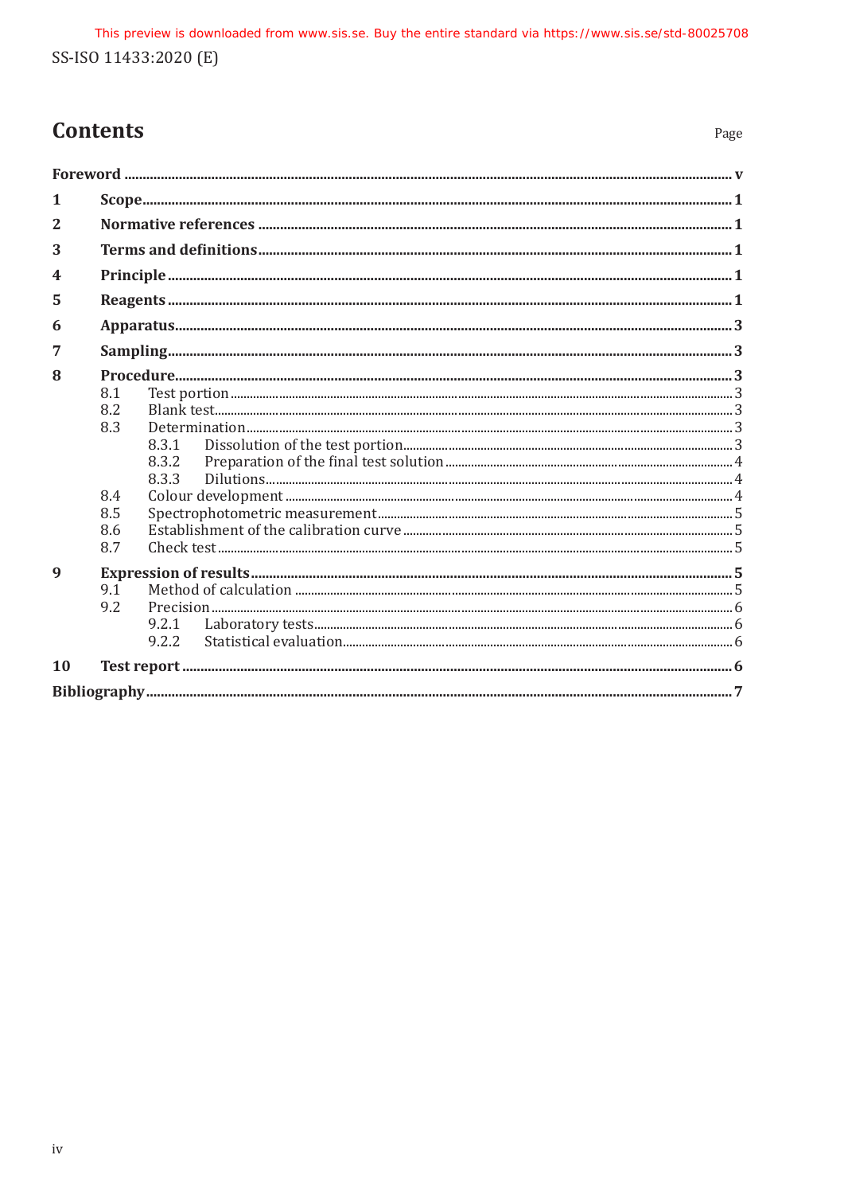# Contents

Page

| | | |
|---|---|---|
| **Foreword** | | **v** |
| **1** | **Scope** | **1** |
| **2** | **Normative references** | **1** |
| **3** | **Terms and definitions** | **1** |
| **4** | **Principle** | **1** |
| **5** | **Reagents** | **1** |
| **6** | **Apparatus** | **3** |
| **7** | **Sampling** | **3** |
| **8** | **Procedure** | **3** |
| | 8.1 Test portion | 3 |
| | 8.2 Blank test | 3 |
| | 8.3 Determination | 3 |
| | 8.3.1 Dissolution of the test portion | 3 |
| | 8.3.2 Preparation of the final test solution | 4 |
| | 8.3.3 Dilutions | 4 |
| | 8.4 Colour development | 4 |
| | 8.5 Spectrophotometric measurement | 5 |
| | 8.6 Establishment of the calibration curve | 5 |
| | 8.7 Check test | 5 |
| **9** | **Expression of results** | **5** |
| | 9.1 Method of calculation | 5 |
| | 9.2 Precision | 6 |
| | 9.2.1 Laboratory tests | 6 |
| | 9.2.2 Statistical evaluation | 6 |
| **10** | **Test report** | **6** |
| **Bibliography** | | **7** |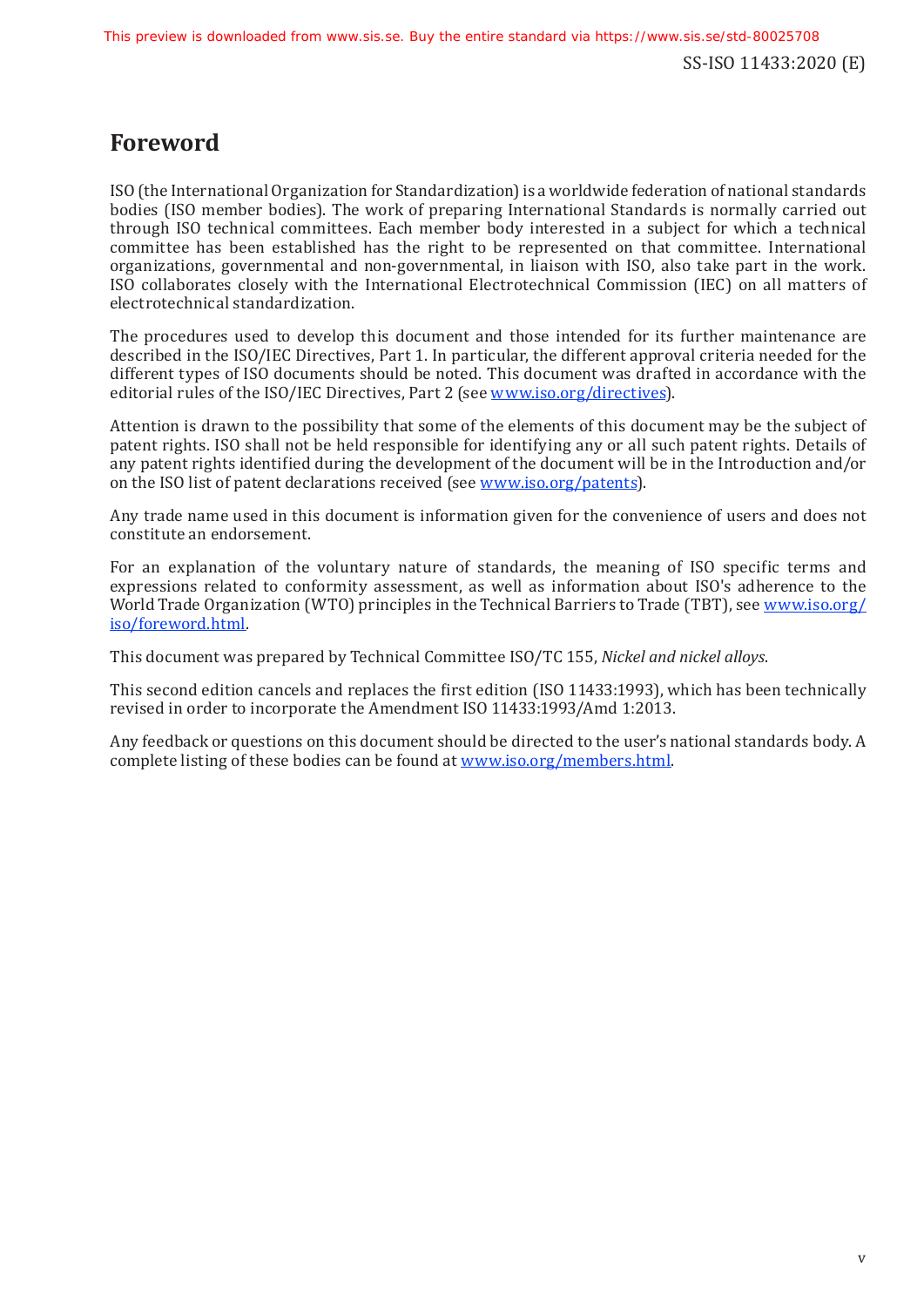# Foreword

ISO (the International Organization for Standardization) is a worldwide federation of national standards bodies (ISO member bodies). The work of preparing International Standards is normally carried out through ISO technical committees. Each member body interested in a subject for which a technical committee has been established has the right to be represented on that committee. International organizations, governmental and non-governmental, in liaison with ISO, also take part in the work. ISO collaborates closely with the International Electrotechnical Commission (IEC) on all matters of electrotechnical standardization.

The procedures used to develop this document and those intended for its further maintenance are described in the ISO/IEC Directives, Part 1. In particular, the different approval criteria needed for the different types of ISO documents should be noted. This document was drafted in accordance with the editorial rules of the ISO/IEC Directives, Part 2 (see www.iso.org/directives).

Attention is drawn to the possibility that some of the elements of this document may be the subject of patent rights. ISO shall not be held responsible for identifying any or all such patent rights. Details of any patent rights identified during the development of the document will be in the Introduction and/or on the ISO list of patent declarations received (see www.iso.org/patents).

Any trade name used in this document is information given for the convenience of users and does not constitute an endorsement.

For an explanation of the voluntary nature of standards, the meaning of ISO specific terms and expressions related to conformity assessment, as well as information about ISO's adherence to the World Trade Organization (WTO) principles in the Technical Barriers to Trade (TBT), see www.iso.org/iso/foreword.html.

This document was prepared by Technical Committee ISO/TC 155, *Nickel and nickel alloys*.

This second edition cancels and replaces the first edition (ISO 11433:1993), which has been technically revised in order to incorporate the Amendment ISO 11433:1993/Amd 1:2013.

Any feedback or questions on this document should be directed to the user's national standards body. A complete listing of these bodies can be found at www.iso.org/members.html.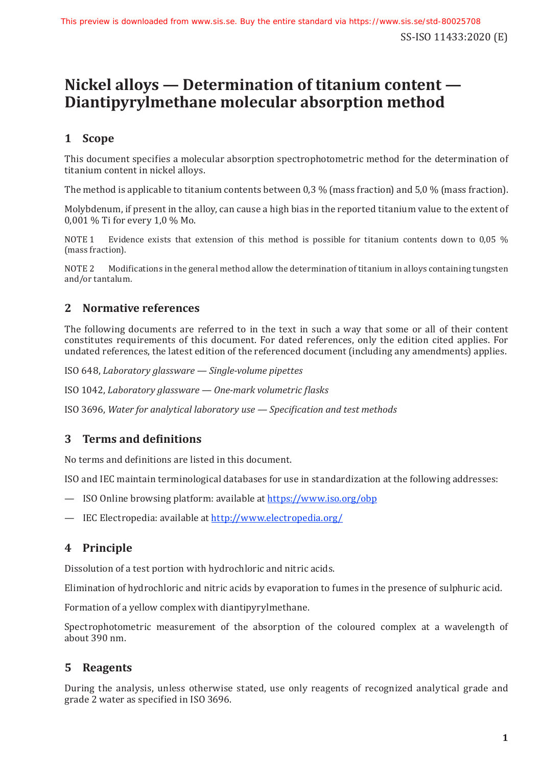# Nickel alloys — Determination of titanium content — Diantipyrylmethane molecular absorption method

## 1 Scope

This document specifies a molecular absorption spectrophotometric method for the determination of titanium content in nickel alloys.

The method is applicable to titanium contents between 0,3 % (mass fraction) and 5,0 % (mass fraction).

Molybdenum, if present in the alloy, can cause a high bias in the reported titanium value to the extent of 0,001 % Ti for every 1,0 % Mo.

NOTE 1 Evidence exists that extension of this method is possible for titanium contents down to 0,05 % (mass fraction).

NOTE 2 Modifications in the general method allow the determination of titanium in alloys containing tungsten and/or tantalum.

## 2 Normative references

The following documents are referred to in the text in such a way that some or all of their content constitutes requirements of this document. For dated references, only the edition cited applies. For undated references, the latest edition of the referenced document (including any amendments) applies.

ISO 648, *Laboratory glassware — Single-volume pipettes*

ISO 1042, *Laboratory glassware — One-mark volumetric flasks*

ISO 3696, *Water for analytical laboratory use — Specification and test methods*

## 3 Terms and definitions

No terms and definitions are listed in this document.

ISO and IEC maintain terminological databases for use in standardization at the following addresses:

— ISO Online browsing platform: available at https://www.iso.org/obp

— IEC Electropedia: available at http://www.electropedia.org/

## 4 Principle

Dissolution of a test portion with hydrochloric and nitric acids.

Elimination of hydrochloric and nitric acids by evaporation to fumes in the presence of sulphuric acid.

Formation of a yellow complex with diantipyrylmethane.

Spectrophotometric measurement of the absorption of the coloured complex at a wavelength of about 390 nm.

## 5 Reagents

During the analysis, unless otherwise stated, use only reagents of recognized analytical grade and grade 2 water as specified in ISO 3696.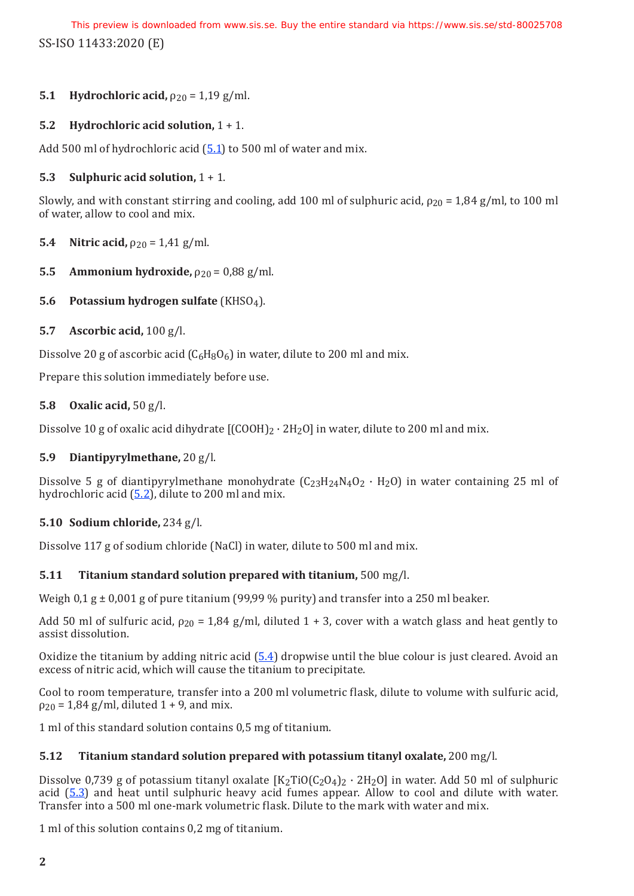**5.1 Hydrochloric acid,** $\rho_{20}$ = 1,19 g/ml.

**5.2 Hydrochloric acid solution,** 1 + 1.

Add 500 ml of hydrochloric acid (5.1) to 500 ml of water and mix.

**5.3 Sulphuric acid solution,** 1 + 1.

Slowly, and with constant stirring and cooling, add 100 ml of sulphuric acid, $\rho_{20}$ = 1,84 g/ml, to 100 ml of water, allow to cool and mix.

**5.4 Nitric acid,** $\rho_{20}$ = 1,41 g/ml.

**5.5 Ammonium hydroxide,** $\rho_{20}$ = 0,88 g/ml.

**5.6 Potassium hydrogen sulfate** ($KHSO_4$).

**5.7 Ascorbic acid,** 100 g/l.

Dissolve 20 g of ascorbic acid ($C_6H_8O_6$) in water, dilute to 200 ml and mix.

Prepare this solution immediately before use.

**5.8 Oxalic acid,** 50 g/l.

Dissolve 10 g of oxalic acid dihydrate [$(COOH)_2 \cdot 2H_2O$] in water, dilute to 200 ml and mix.

**5.9 Diantipyrylmethane,** 20 g/l.

Dissolve 5 g of diantipyrylmethane monohydrate ($C_{23}H_{24}N_4O_2 \cdot H_2O$) in water containing 25 ml of hydrochloric acid (5.2), dilute to 200 ml and mix.

**5.10 Sodium chloride,** 234 g/l.

Dissolve 117 g of sodium chloride (NaCl) in water, dilute to 500 ml and mix.

**5.11 Titanium standard solution prepared with titanium,** 500 mg/l.

Weigh 0,1 g ± 0,001 g of pure titanium (99,99 % purity) and transfer into a 250 ml beaker.

Add 50 ml of sulfuric acid, $\rho_{20}$ = 1,84 g/ml, diluted 1 + 3, cover with a watch glass and heat gently to assist dissolution.

Oxidize the titanium by adding nitric acid (5.4) dropwise until the blue colour is just cleared. Avoid an excess of nitric acid, which will cause the titanium to precipitate.

Cool to room temperature, transfer into a 200 ml volumetric flask, dilute to volume with sulfuric acid, $\rho_{20}$ = 1,84 g/ml, diluted 1 + 9, and mix.

1 ml of this standard solution contains 0,5 mg of titanium.

**5.12 Titanium standard solution prepared with potassium titanyl oxalate,** 200 mg/l.

Dissolve 0,739 g of potassium titanyl oxalate [$K_2TiO(C_2O_4)_2 \cdot 2H_2O$] in water. Add 50 ml of sulphuric acid (5.3) and heat until sulphuric heavy acid fumes appear. Allow to cool and dilute with water. Transfer into a 500 ml one-mark volumetric flask. Dilute to the mark with water and mix.

1 ml of this solution contains 0,2 mg of titanium.